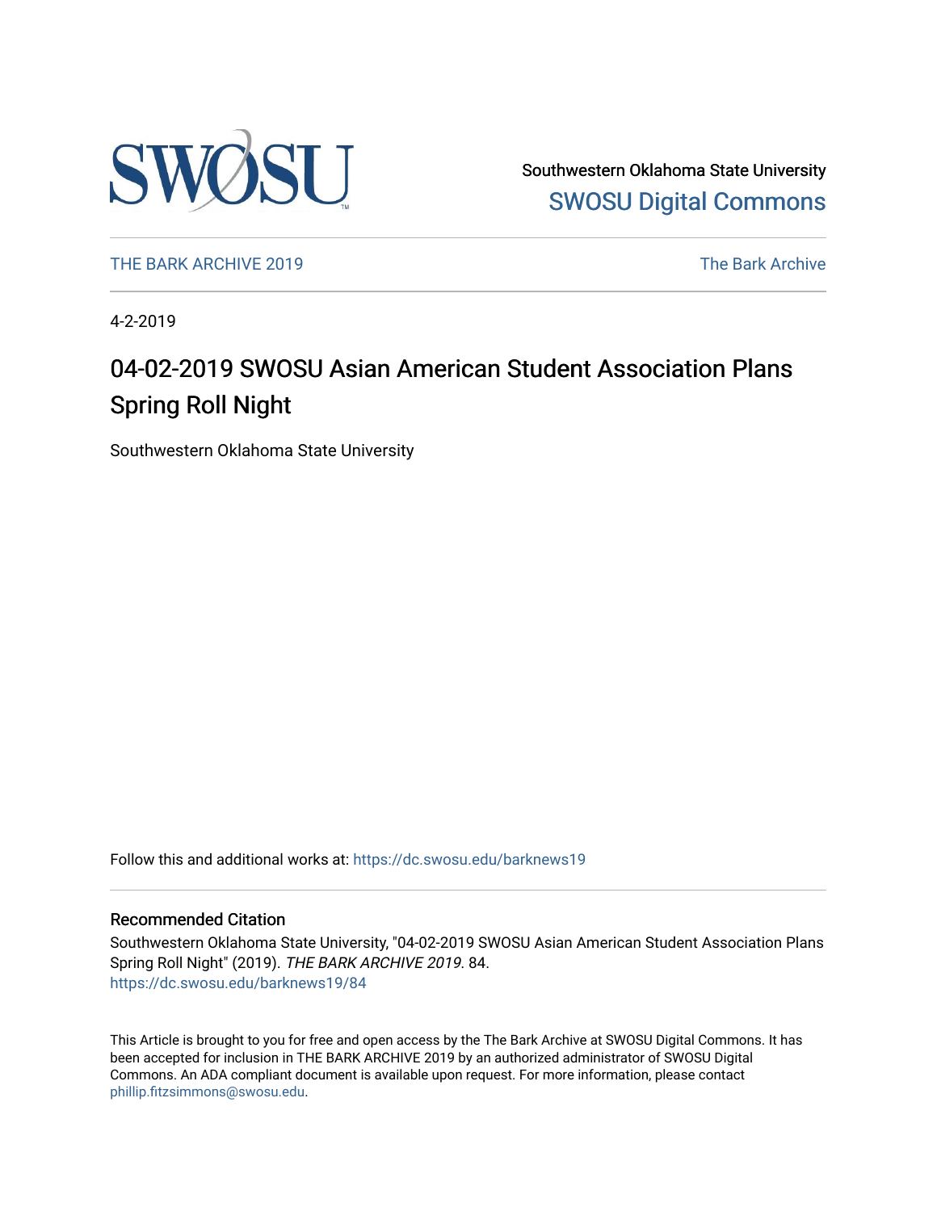Southwestern Oklahoma State University
SWOSU Digital Commons

THE BARK ARCHIVE 2019 | The Bark Archive

4-2-2019

# 04-02-2019 SWOSU Asian American Student Association Plans Spring Roll Night

Southwestern Oklahoma State University

Follow this and additional works at: https://dc.swosu.edu/barknews19

## Recommended Citation

Southwestern Oklahoma State University, "04-02-2019 SWOSU Asian American Student Association Plans Spring Roll Night" (2019). *THE BARK ARCHIVE 2019*. 84.
https://dc.swosu.edu/barknews19/84

This Article is brought to you for free and open access by the The Bark Archive at SWOSU Digital Commons. It has been accepted for inclusion in THE BARK ARCHIVE 2019 by an authorized administrator of SWOSU Digital Commons. An ADA compliant document is available upon request. For more information, please contact phillip.fitzsimmons@swosu.edu.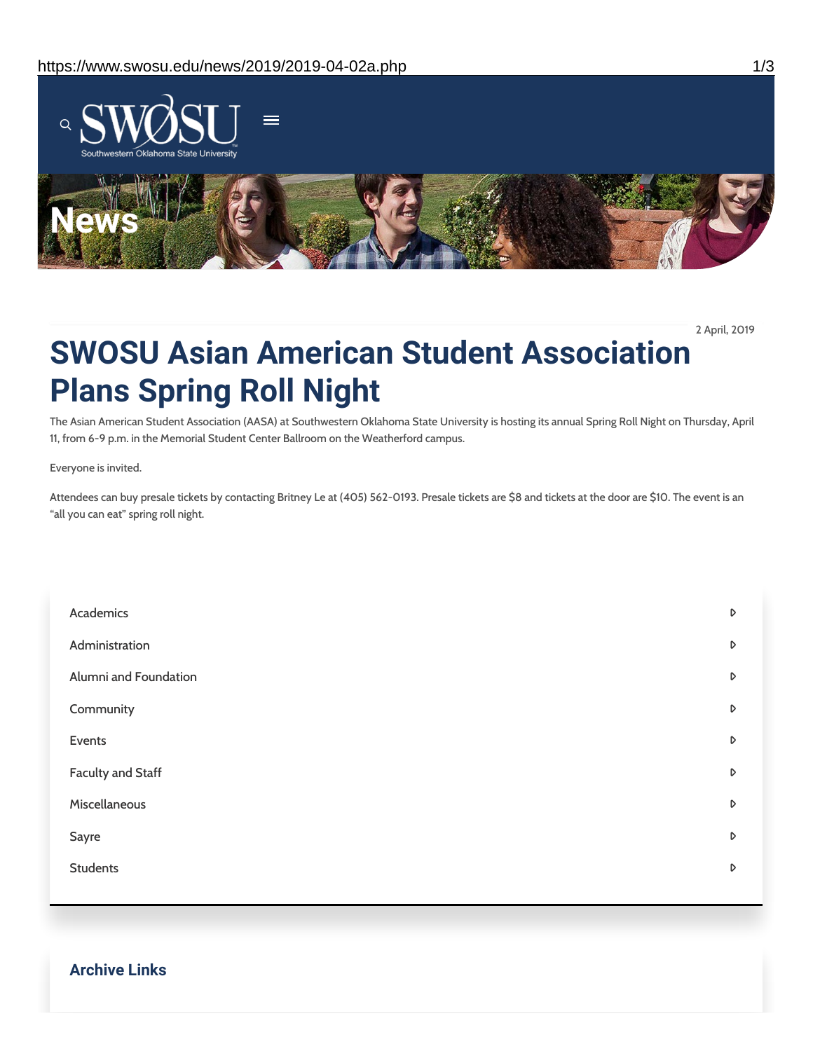SWOSU

Southwestern Oklahoma State University

News

2 April, 2019

# SWOSU Asian American Student Association Plans Spring Roll Night

The Asian American Student Association (AASA) at Southwestern Oklahoma State University is hosting its annual Spring Roll Night on Thursday, April 11, from 6-9 p.m. in the Memorial Student Center Ballroom on the Weatherford campus.

Everyone is invited.

Attendees can buy presale tickets by contacting Britney Le at (405) 562-0193. Presale tickets are $8 and tickets at the door are $10. The event is an "all you can eat" spring roll night.

- Academics
- Administration
- Alumni and Foundation
- Community
- Events
- Faculty and Staff
- Miscellaneous
- Sayre
- Students

## Archive Links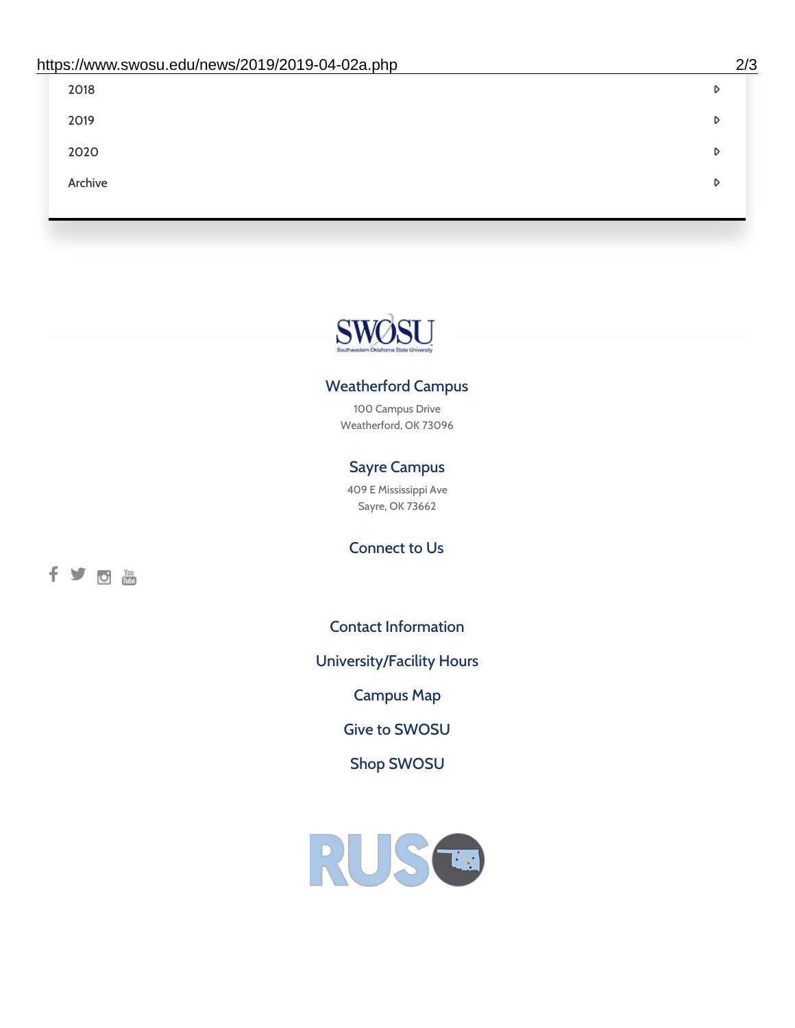2018

2019

2020

Archive

SWOSU
Southwestern Oklahoma State University

### Weatherford Campus

100 Campus Drive
Weatherford, OK 73096

### Sayre Campus

409 E Mississippi Ave
Sayre, OK 73662

### Connect to Us

Contact Information

University/Facility Hours

Campus Map

Give to SWOSU

Shop SWOSU

RUSO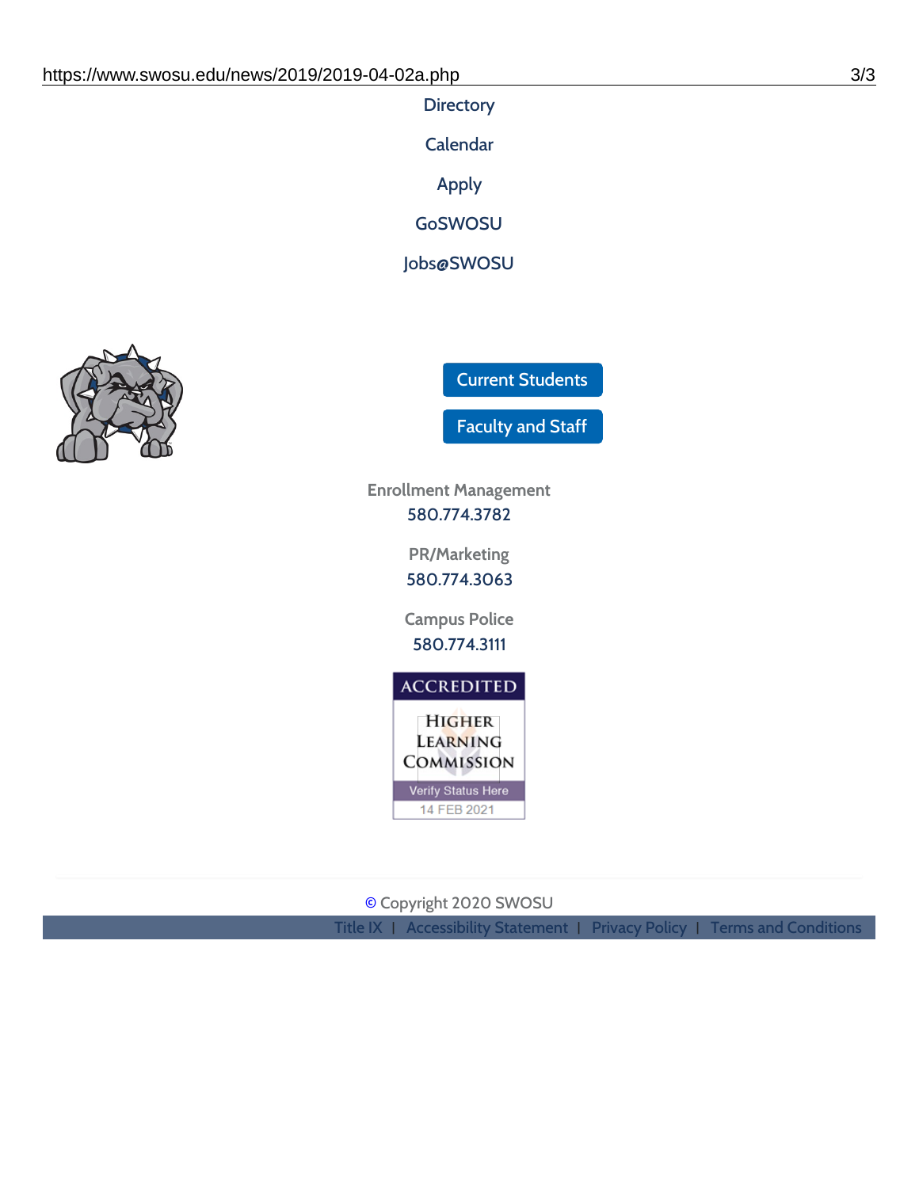Directory

Calendar

Apply

GoSWOSU

Jobs@SWOSU

Current Students

Faculty and Staff

Enrollment Management
580.774.3782

PR/Marketing
580.774.3063

Campus Police
580.774.3111

ACCREDITED
HIGHER LEARNING COMMISSION
Verify Status Here
14 FEB 2021

© Copyright 2020 SWOSU

Title IX | Accessibility Statement | Privacy Policy | Terms and Conditions